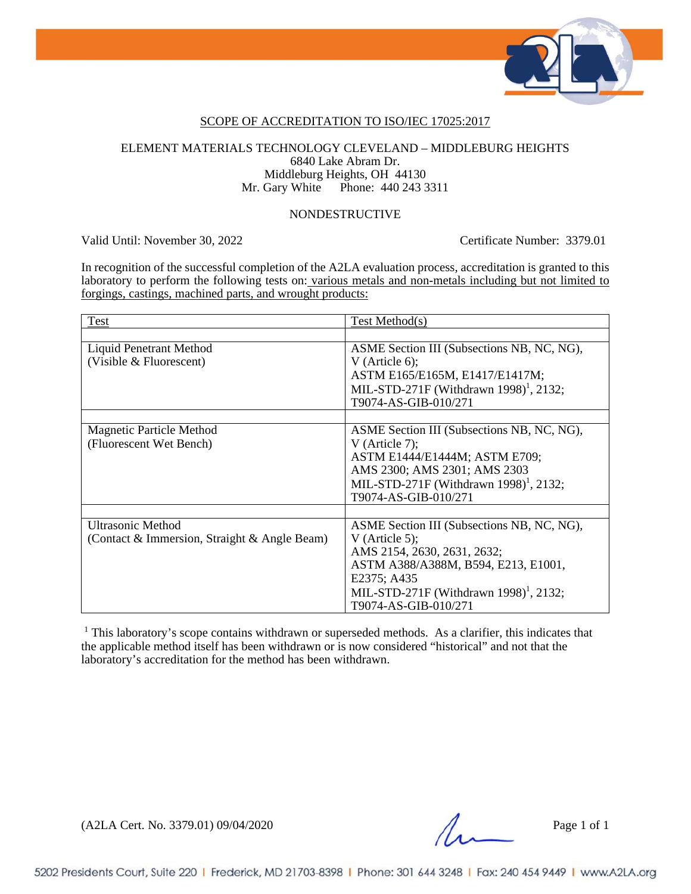# SCOPE OF ACCREDITATION TO ISO/IEC 17025:2017

ELEMENT MATERIALS TECHNOLOGY CLEVELAND – MIDDLEBURG HEIGHTS
6840 Lake Abram Dr.
Middleburg Heights, OH 44130
Mr. Gary White Phone: 440 243 3311

NONDESTRUCTIVE

Valid Until: November 30, 2022

Certificate Number: 3379.01

In recognition of the successful completion of the A2LA evaluation process, accreditation is granted to this laboratory to perform the following tests on: various metals and non-metals including but not limited to forgings, castings, machined parts, and wrought products:

| Test | Test Method(s) |
|---|---|
| | |
| Liquid Penetrant Method (Visible & Fluorescent) | ASME Section III (Subsections NB, NC, NG), V (Article 6); ASTM E165/E165M, E1417/E1417M; MIL-STD-271F (Withdrawn 1998)[1], 2132; T9074-AS-GIB-010/271 |
| | |
| Magnetic Particle Method (Fluorescent Wet Bench) | ASME Section III (Subsections NB, NC, NG), V (Article 7); ASTM E1444/E1444M; ASTM E709; AMS 2300; AMS 2301; AMS 2303 MIL-STD-271F (Withdrawn 1998)[1], 2132; T9074-AS-GIB-010/271 |
| | |
| Ultrasonic Method (Contact & Immersion, Straight & Angle Beam) | ASME Section III (Subsections NB, NC, NG), V (Article 5); AMS 2154, 2630, 2631, 2632; ASTM A388/A388M, B594, E213, E1001, E2375; A435 MIL-STD-271F (Withdrawn 1998)[1], 2132; T9074-AS-GIB-010/271 |

[1] This laboratory's scope contains withdrawn or superseded methods. As a clarifier, this indicates that the applicable method itself has been withdrawn or is now considered "historical" and not that the laboratory's accreditation for the method has been withdrawn.

(A2LA Cert. No. 3379.01) 09/04/2020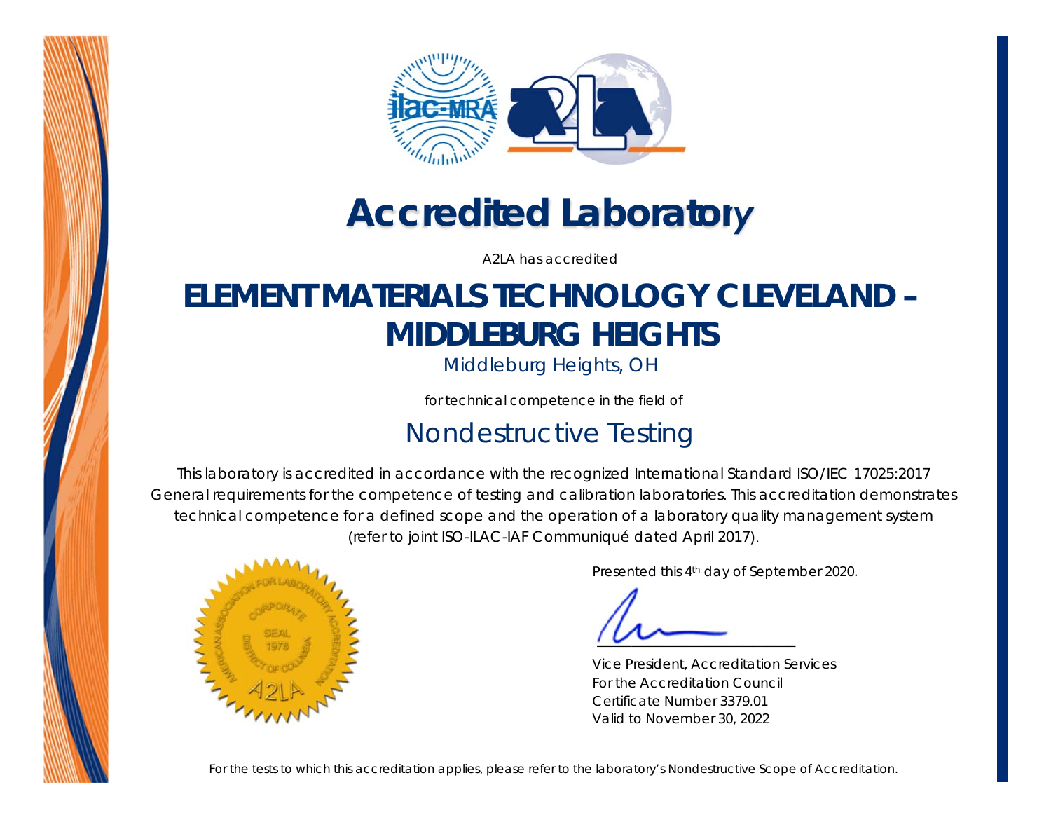# Accredited Laboratory

A2LA has accredited

## ELEMENT MATERIALS TECHNOLOGY CLEVELAND – MIDDLEBURG HEIGHTS

Middleburg Heights, OH

for technical competence in the field of

## Nondestructive Testing

This laboratory is accredited in accordance with the recognized International Standard ISO/IEC 17025:2017 General requirements for the competence of testing and calibration laboratories. This accreditation demonstrates technical competence for a defined scope and the operation of a laboratory quality management system (refer to joint ISO-ILAC-IAF Communiqué dated April 2017).

Presented this 4th day of September 2020.

Vice President, Accreditation Services
For the Accreditation Council
Certificate Number 3379.01
Valid to November 30, 2022

For the tests to which this accreditation applies, please refer to the laboratory's Nondestructive Scope of Accreditation.